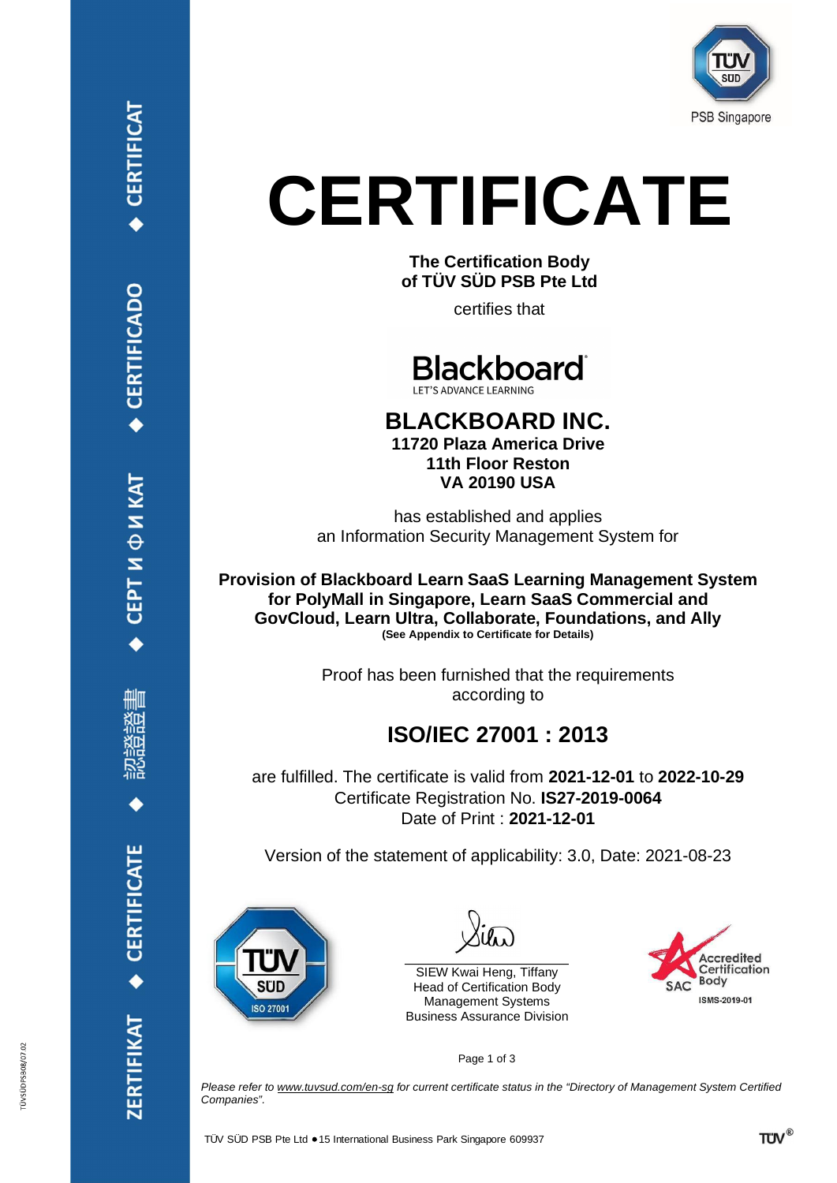# CERTIFICATE

**The Certification Body**
**of TÜV SÜD PSB Pte Ltd**

certifies that

Blackboard
LET'S ADVANCE LEARNING

## BLACKBOARD INC.

**11720 Plaza America Drive**
**11th Floor Reston**
**VA 20190 USA**

has established and applies
an Information Security Management System for

**Provision of Blackboard Learn SaaS Learning Management System for PolyMall in Singapore, Learn SaaS Commercial and GovCloud, Learn Ultra, Collaborate, Foundations, and Ally**
**(See Appendix to Certificate for Details)**

Proof has been furnished that the requirements according to

## ISO/IEC 27001 : 2013

are fulfilled. The certificate is valid from **2021-12-01** to **2022-10-29**
Certificate Registration No. **IS27-2019-0064**
Date of Print : **2021-12-01**

Version of the statement of applicability: 3.0, Date: 2021-08-23

TÜV SÜD ISO 27001

SIEW Kwai Heng, Tiffany
Head of Certification Body
Management Systems
Business Assurance Division

SAC Accredited Certification Body
ISMS-2019-01

*Please refer to www.tuvsud.com/en-sg for current certificate status in the "Directory of Management System Certified Companies".*

TÜV SÜD PSB Pte Ltd ● 15 International Business Park Singapore 609937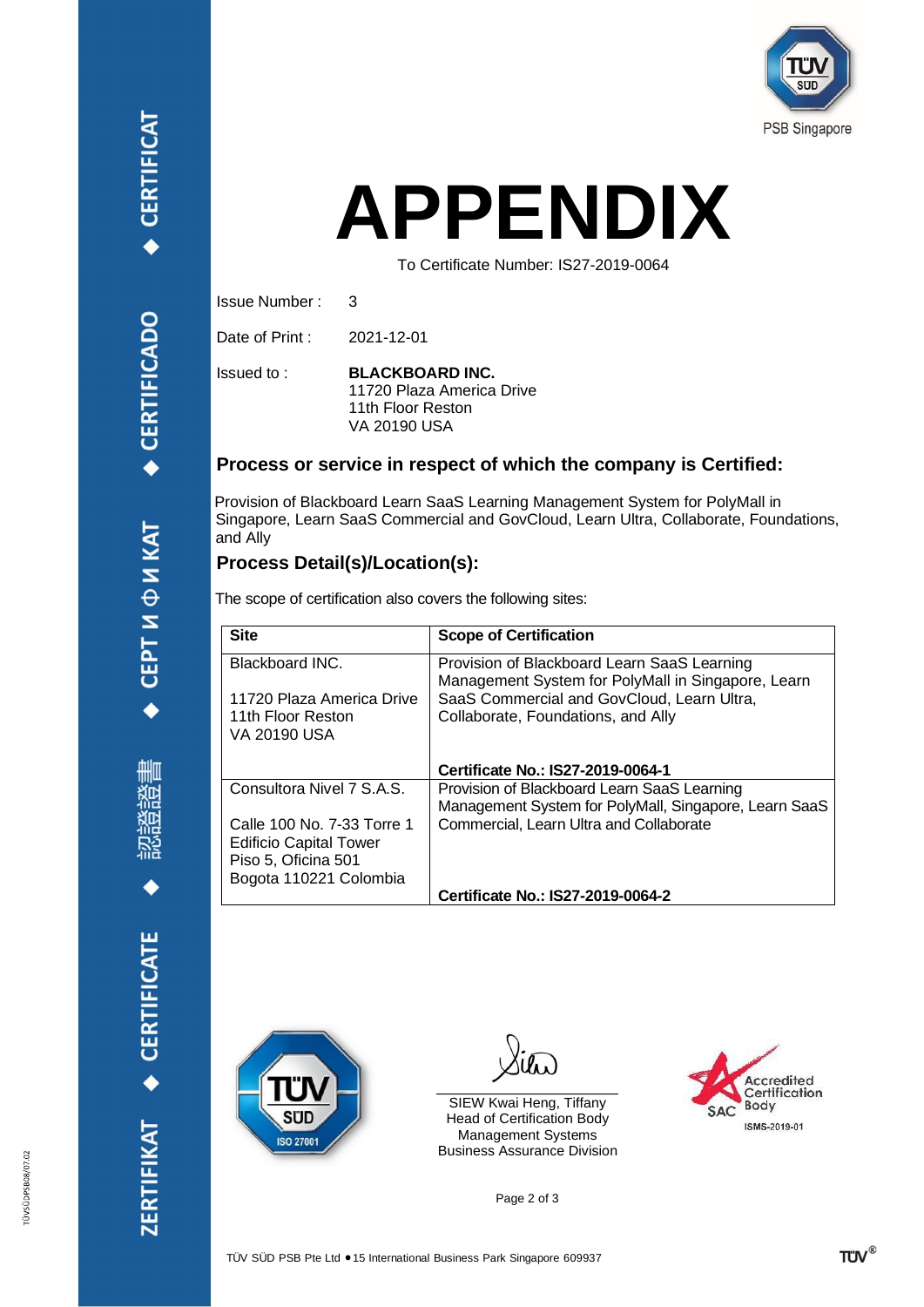PSB Singapore

# APPENDIX

To Certificate Number: IS27-2019-0064

Issue Number : 3

Date of Print : 2021-12-01

Issued to : **BLACKBOARD INC.**
11720 Plaza America Drive
11th Floor Reston
VA 20190 USA

## Process or service in respect of which the company is Certified:

Provision of Blackboard Learn SaaS Learning Management System for PolyMall in Singapore, Learn SaaS Commercial and GovCloud, Learn Ultra, Collaborate, Foundations, and Ally

## Process Detail(s)/Location(s):

The scope of certification also covers the following sites:

| Site | Scope of Certification |
|---|---|
| Blackboard INC.<br><br>11720 Plaza America Drive<br>11th Floor Reston<br>VA 20190 USA | Provision of Blackboard Learn SaaS Learning Management System for PolyMall in Singapore, Learn SaaS Commercial and GovCloud, Learn Ultra, Collaborate, Foundations, and Ally<br><br>**Certificate No.: IS27-2019-0064-1** |
| Consultora Nivel 7 S.A.S.<br><br>Calle 100 No. 7-33 Torre 1<br>Edificio Capital Tower<br>Piso 5, Oficina 501<br>Bogota 110221 Colombia | Provision of Blackboard Learn SaaS Learning Management System for PolyMall, Singapore, Learn SaaS Commercial, Learn Ultra and Collaborate<br><br>**Certificate No.: IS27-2019-0064-2** |

TÜV SÜD ISO 27001

SIEW Kwai Heng, Tiffany
Head of Certification Body
Management Systems
Business Assurance Division

SAC Accredited Certification Body ISMS-2019-01

TÜV SÜD PSB Pte Ltd • 15 International Business Park Singapore 609937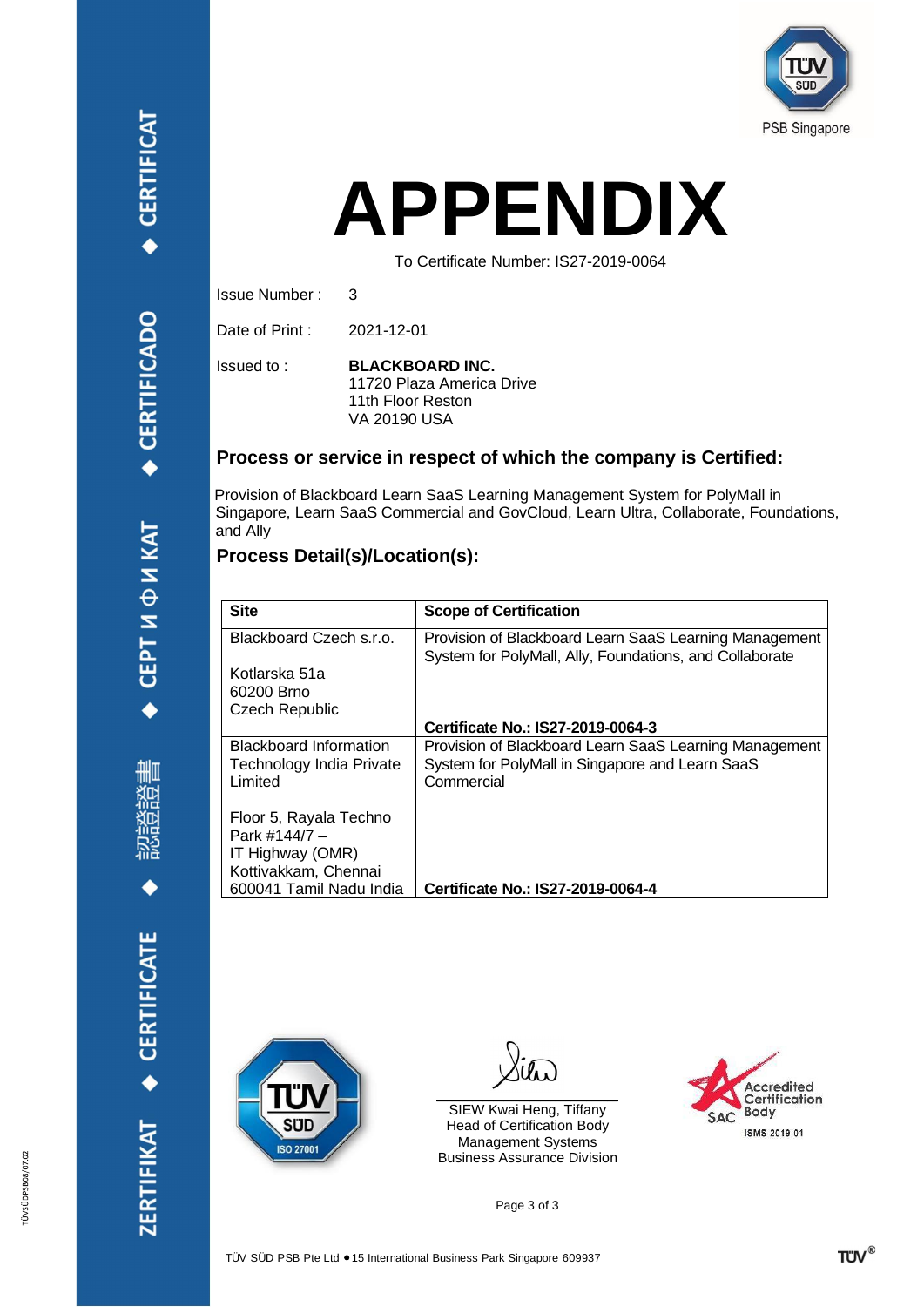# APPENDIX

To Certificate Number: IS27-2019-0064

Issue Number : 3

Date of Print : 2021-12-01

Issued to : **BLACKBOARD INC.**
11720 Plaza America Drive
11th Floor Reston
VA 20190 USA

## Process or service in respect of which the company is Certified:

Provision of Blackboard Learn SaaS Learning Management System for PolyMall in Singapore, Learn SaaS Commercial and GovCloud, Learn Ultra, Collaborate, Foundations, and Ally

## Process Detail(s)/Location(s):

| Site | Scope of Certification |
|---|---|
| Blackboard Czech s.r.o.<br><br>Kotlarska 51a<br>60200 Brno<br>Czech Republic | Provision of Blackboard Learn SaaS Learning Management System for PolyMall, Ally, Foundations, and Collaborate<br><br>**Certificate No.: IS27-2019-0064-3** |
| Blackboard Information Technology India Private Limited<br><br>Floor 5, Rayala Techno Park #144/7 –<br>IT Highway (OMR)<br>Kottivakkam, Chennai<br>600041 Tamil Nadu India | Provision of Blackboard Learn SaaS Learning Management System for PolyMall in Singapore and Learn SaaS Commercial<br><br>**Certificate No.: IS27-2019-0064-4** |

SIEW Kwai Heng, Tiffany
Head of Certification Body
Management Systems
Business Assurance Division

TÜV SÜD PSB Pte Ltd • 15 International Business Park Singapore 609937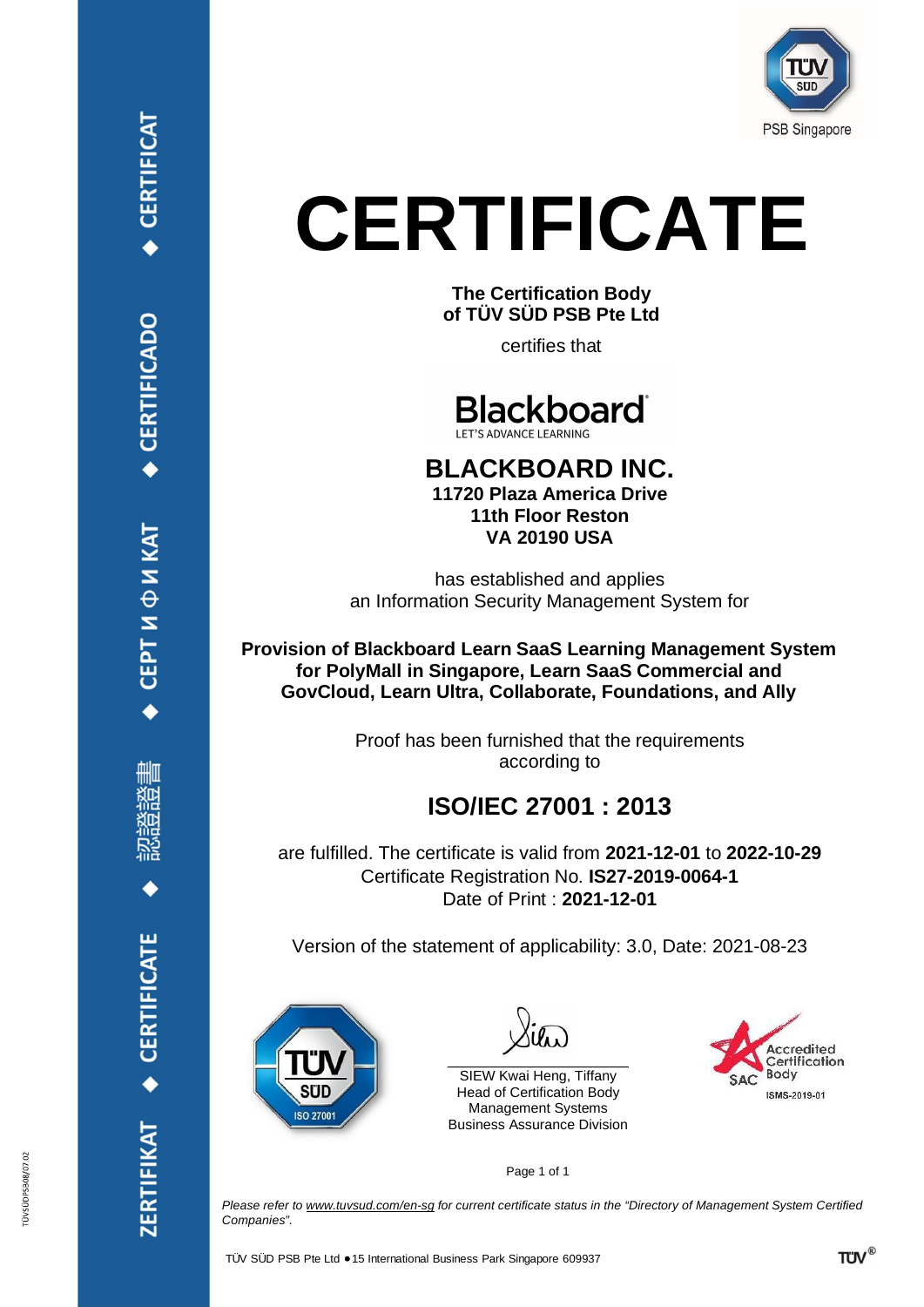PSB Singapore

# CERTIFICATE

**The Certification Body of TÜV SÜD PSB Pte Ltd**

certifies that

Blackboard
LET'S ADVANCE LEARNING

## BLACKBOARD INC.

**11720 Plaza America Drive**
**11th Floor Reston**
**VA 20190 USA**

has established and applies
an Information Security Management System for

**Provision of Blackboard Learn SaaS Learning Management System for PolyMall in Singapore, Learn SaaS Commercial and GovCloud, Learn Ultra, Collaborate, Foundations, and Ally**

Proof has been furnished that the requirements according to

## ISO/IEC 27001 : 2013

are fulfilled. The certificate is valid from **2021-12-01** to **2022-10-29**
Certificate Registration No. **IS27-2019-0064-1**
Date of Print : **2021-12-01**

Version of the statement of applicability: 3.0, Date: 2021-08-23

TÜV SÜD ISO 27001

SIEW Kwai Heng, Tiffany
Head of Certification Body
Management Systems
Business Assurance Division

SAC Accredited Certification Body
ISMS-2019-01

*Please refer to www.tuvsud.com/en-sg for current certificate status in the "Directory of Management System Certified Companies".*

TÜV SÜD PSB Pte Ltd ● 15 International Business Park Singapore 609937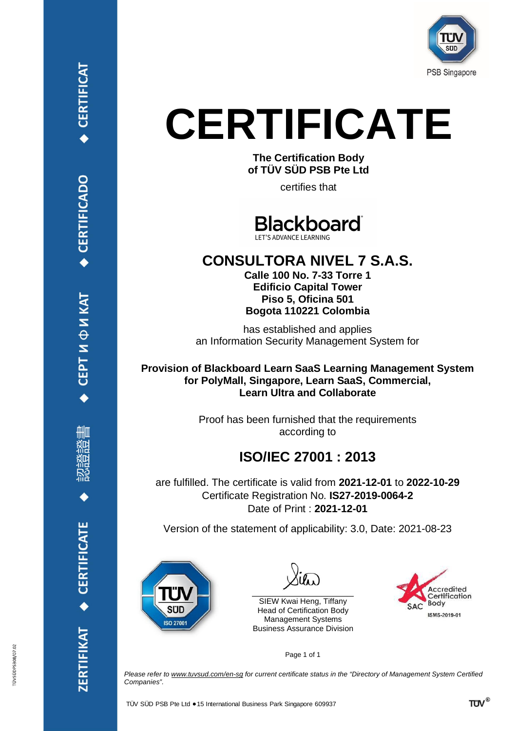ZERTIFIKAT ◆ CERTIFICATE ◆ 認證證書 ◆ СЕРТИФИКАТ ◆ CERTIFICADO ◆ CERTIFICAT

PSB Singapore

# CERTIFICATE

**The Certification Body**
**of TÜV SÜD PSB Pte Ltd**

certifies that

Blackboard
LET'S ADVANCE LEARNING

## CONSULTORA NIVEL 7 S.A.S.

**Calle 100 No. 7-33 Torre 1**
**Edificio Capital Tower**
**Piso 5, Oficina 501**
**Bogota 110221 Colombia**

has established and applies
an Information Security Management System for

**Provision of Blackboard Learn SaaS Learning Management System for PolyMall, Singapore, Learn SaaS, Commercial, Learn Ultra and Collaborate**

Proof has been furnished that the requirements
according to

## ISO/IEC 27001 : 2013

are fulfilled. The certificate is valid from **2021-12-01** to **2022-10-29**
Certificate Registration No. **IS27-2019-0064-2**
Date of Print : **2021-12-01**

Version of the statement of applicability: 3.0, Date: 2021-08-23

TÜV SÜD ISO 27001

SIEW Kwai Heng, Tiffany
Head of Certification Body
Management Systems
Business Assurance Division

SAC Accredited Certification Body
ISMS-2019-01

*Please refer to www.tuvsud.com/en-sg for current certificate status in the "Directory of Management System Certified Companies".*

TÜV SÜD PSB Pte Ltd • 15 International Business Park Singapore 609937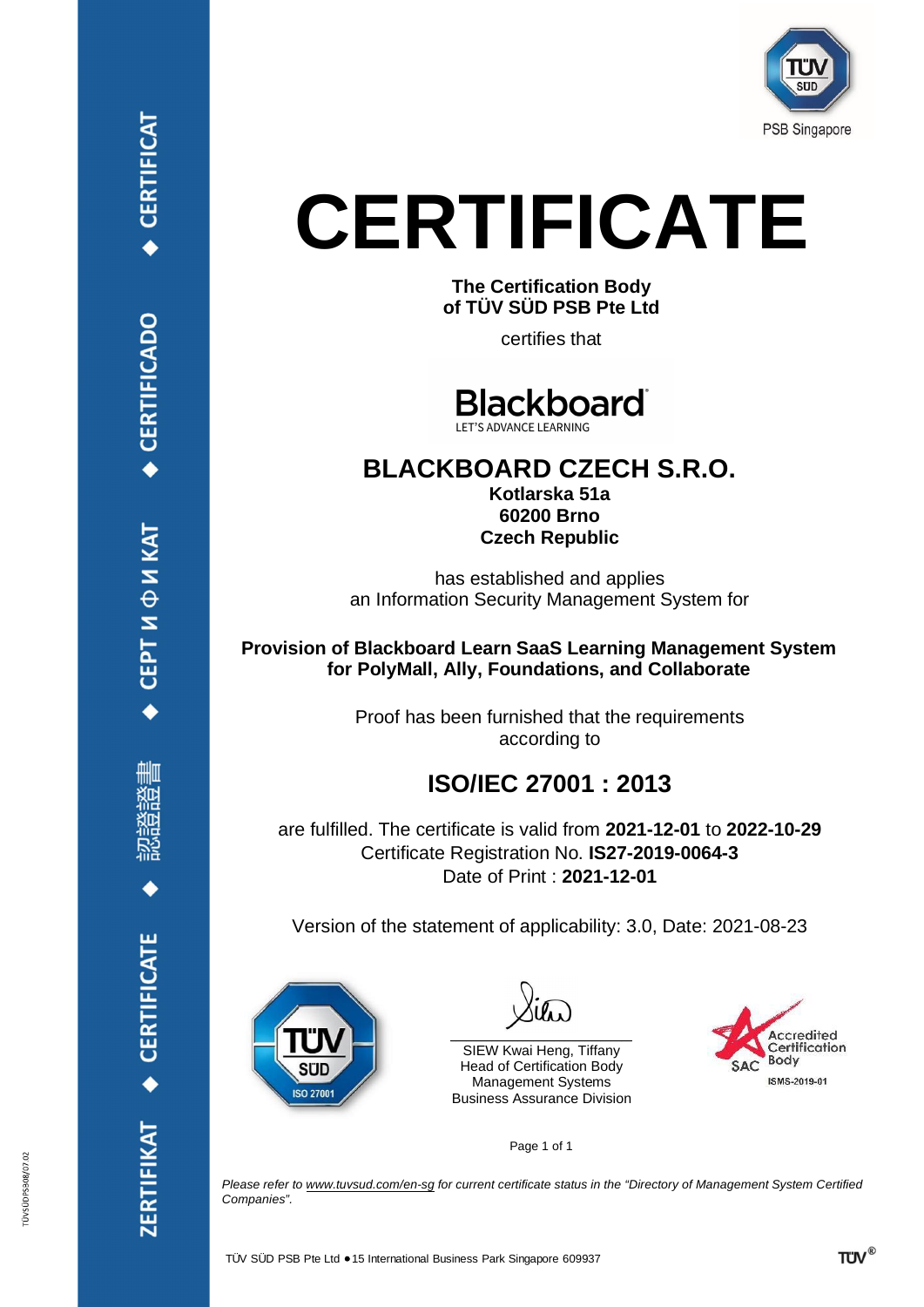PSB Singapore

# CERTIFICATE

**The Certification Body**
**of TÜV SÜD PSB Pte Ltd**

certifies that

Blackboard
LET'S ADVANCE LEARNING

## BLACKBOARD CZECH S.R.O.

**Kotlarska 51a**
**60200 Brno**
**Czech Republic**

has established and applies
an Information Security Management System for

**Provision of Blackboard Learn SaaS Learning Management System for PolyMall, Ally, Foundations, and Collaborate**

Proof has been furnished that the requirements according to

## ISO/IEC 27001 : 2013

are fulfilled. The certificate is valid from **2021-12-01** to **2022-10-29**
Certificate Registration No. **IS27-2019-0064-3**
Date of Print : **2021-12-01**

Version of the statement of applicability: 3.0, Date: 2021-08-23

TÜV SÜD ISO 27001

SIEW Kwai Heng, Tiffany
Head of Certification Body
Management Systems
Business Assurance Division

SAC Accredited Certification Body
ISMS-2019-01

*Please refer to www.tuvsud.com/en-sg for current certificate status in the "Directory of Management System Certified Companies".*

TÜV SÜD PSB Pte Ltd ● 15 International Business Park Singapore 609937

ZERTIFIKAT ◆ CERTIFICATE ◆ 認證證書 ◆ СЕРТИФИКАТ ◆ CERTIFICADO ◆ CERTIFICAT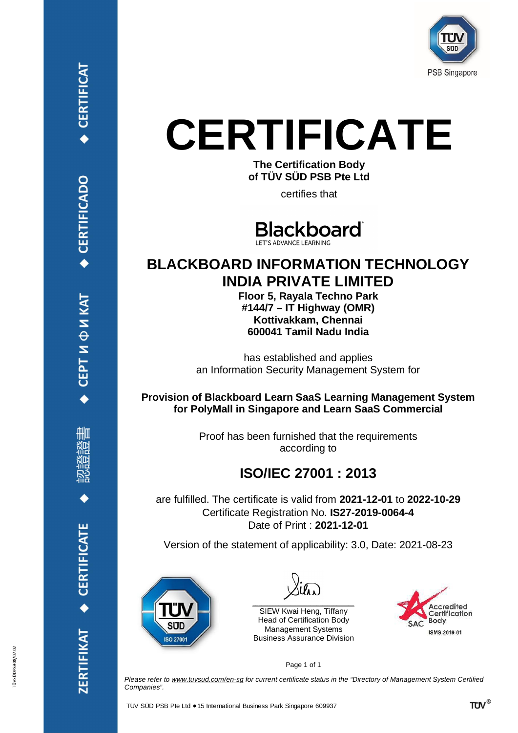# CERTIFICATE

**The Certification Body**
**of TÜV SÜD PSB Pte Ltd**

certifies that

Blackboard
LET'S ADVANCE LEARNING

## BLACKBOARD INFORMATION TECHNOLOGY INDIA PRIVATE LIMITED

**Floor 5, Rayala Techno Park**
**#144/7 – IT Highway (OMR)**
**Kottivakkam, Chennai**
**600041 Tamil Nadu India**

has established and applies
an Information Security Management System for

**Provision of Blackboard Learn SaaS Learning Management System for PolyMall in Singapore and Learn SaaS Commercial**

Proof has been furnished that the requirements
according to

## ISO/IEC 27001 : 2013

are fulfilled. The certificate is valid from **2021-12-01** to **2022-10-29**
Certificate Registration No. **IS27-2019-0064-4**
Date of Print : **2021-12-01**

Version of the statement of applicability: 3.0, Date: 2021-08-23

SIEW Kwai Heng, Tiffany
Head of Certification Body
Management Systems
Business Assurance Division

Accredited Certification Body
SAC
ISMS-2019-01

*Please refer to www.tuvsud.com/en-sg for current certificate status in the "Directory of Management System Certified Companies".*

TÜV SÜD PSB Pte Ltd • 15 International Business Park Singapore 609937